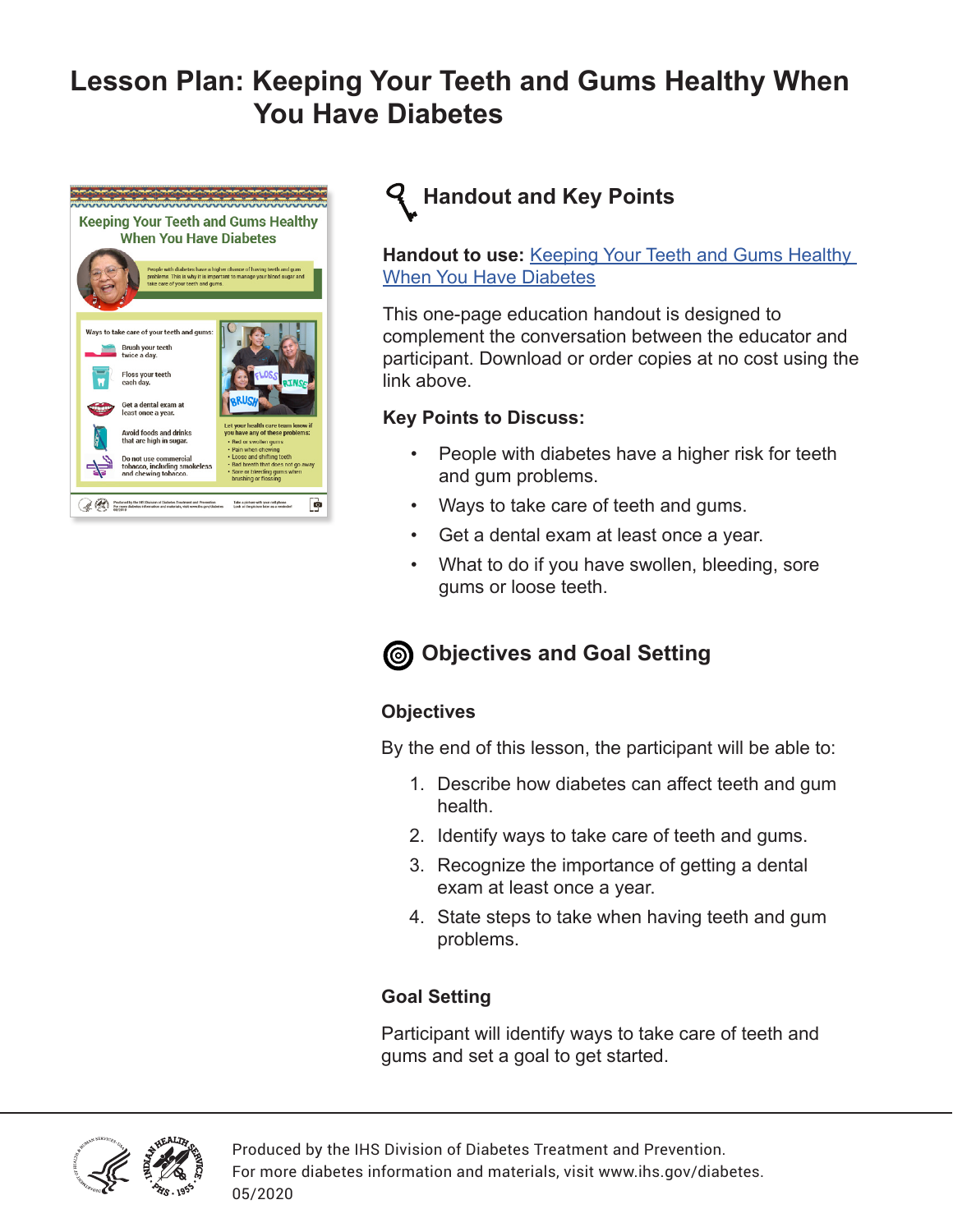# Lesson Plan: Keeping Your Teeth and Gums Healthy When You Have Diabetes

## Handout and Key Points

**Handout to use:** Keeping Your Teeth and Gums Healthy When You Have Diabetes

This one-page education handout is designed to complement the conversation between the educator and participant. Download or order copies at no cost using the link above.

**Key Points to Discuss:**

- People with diabetes have a higher risk for teeth and gum problems.
- Ways to take care of teeth and gums.
- Get a dental exam at least once a year.
- What to do if you have swollen, bleeding, sore gums or loose teeth.

## Objectives and Goal Setting

### Objectives

By the end of this lesson, the participant will be able to:

1. Describe how diabetes can affect teeth and gum health.
2. Identify ways to take care of teeth and gums.
3. Recognize the importance of getting a dental exam at least once a year.
4. State steps to take when having teeth and gum problems.

### Goal Setting

Participant will identify ways to take care of teeth and gums and set a goal to get started.

Produced by the IHS Division of Diabetes Treatment and Prevention.
For more diabetes information and materials, visit www.ihs.gov/diabetes.
05/2020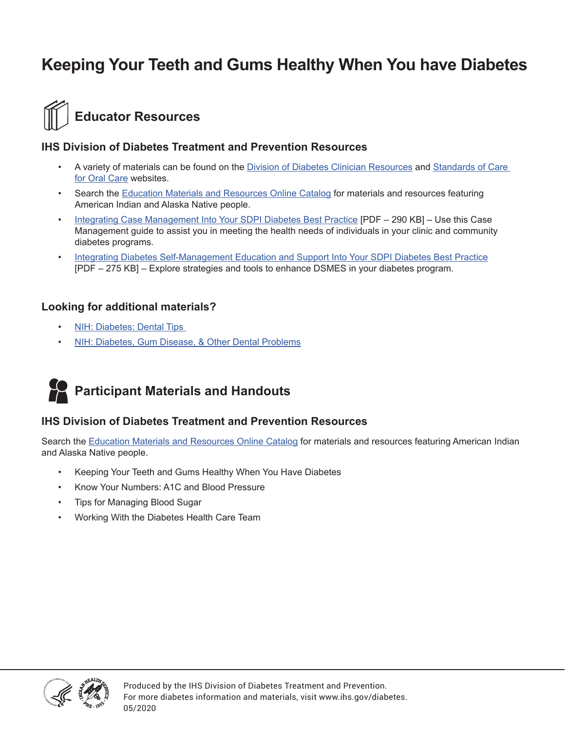# Keeping Your Teeth and Gums Healthy When You have Diabetes

## Educator Resources

### IHS Division of Diabetes Treatment and Prevention Resources

- A variety of materials can be found on the Division of Diabetes Clinician Resources and Standards of Care for Oral Care websites.
- Search the Education Materials and Resources Online Catalog for materials and resources featuring American Indian and Alaska Native people.
- Integrating Case Management Into Your SDPI Diabetes Best Practice [PDF – 290 KB] – Use this Case Management guide to assist you in meeting the health needs of individuals in your clinic and community diabetes programs.
- Integrating Diabetes Self-Management Education and Support Into Your SDPI Diabetes Best Practice [PDF – 275 KB] – Explore strategies and tools to enhance DSMES in your diabetes program.

### Looking for additional materials?

- NIH: Diabetes: Dental Tips
- NIH: Diabetes, Gum Disease, & Other Dental Problems

## Participant Materials and Handouts

### IHS Division of Diabetes Treatment and Prevention Resources

Search the Education Materials and Resources Online Catalog for materials and resources featuring American Indian and Alaska Native people.

- Keeping Your Teeth and Gums Healthy When You Have Diabetes
- Know Your Numbers: A1C and Blood Pressure
- Tips for Managing Blood Sugar
- Working With the Diabetes Health Care Team

Produced by the IHS Division of Diabetes Treatment and Prevention.
For more diabetes information and materials, visit www.ihs.gov/diabetes.
05/2020